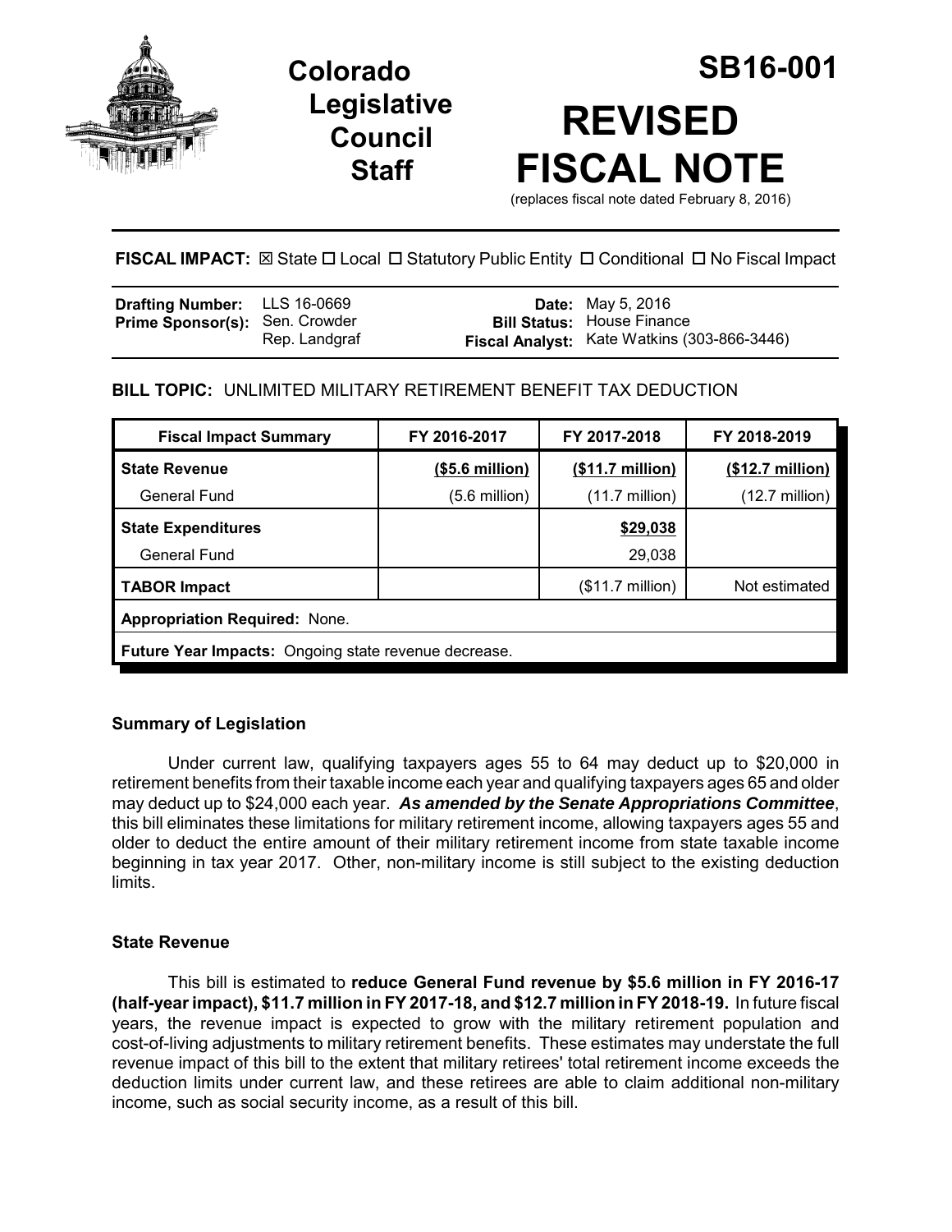# Colorado Legislative Council Staff

# SB16-001

# REVISED FISCAL NOTE

(replaces fiscal note dated February 8, 2016)

**FISCAL IMPACT:** ☒ State ☐ Local ☐ Statutory Public Entity ☐ Conditional ☐ No Fiscal Impact

| | | | |
|---|---|---|---|
| **Drafting Number:** | LLS 16-0669 | **Date:** | May 5, 2016 |
| **Prime Sponsor(s):** | Sen. Crowder<br>Rep. Landgraf | **Bill Status:** | House Finance |
| | | **Fiscal Analyst:** | Kate Watkins (303-866-3446) |

**BILL TOPIC:** UNLIMITED MILITARY RETIREMENT BENEFIT TAX DEDUCTION

| Fiscal Impact Summary | FY 2016-2017 | FY 2017-2018 | FY 2018-2019 |
|---|---|---|---|
| **State Revenue** | **($5.6 million)** | **($11.7 million)** | **($12.7 million)** |
| General Fund | (5.6 million) | (11.7 million) | (12.7 million) |
| **State Expenditures** | | **$29,038** | |
| General Fund | | 29,038 | |
| **TABOR Impact** | | ($11.7 million) | Not estimated |
| **Appropriation Required:** None. | | | |
| **Future Year Impacts:** Ongoing state revenue decrease. | | | |

## Summary of Legislation

Under current law, qualifying taxpayers ages 55 to 64 may deduct up to $20,000 in retirement benefits from their taxable income each year and qualifying taxpayers ages 65 and older may deduct up to $24,000 each year. ***As amended by the Senate Appropriations Committee***, this bill eliminates these limitations for military retirement income, allowing taxpayers ages 55 and older to deduct the entire amount of their military retirement income from state taxable income beginning in tax year 2017. Other, non-military income is still subject to the existing deduction limits.

## State Revenue

This bill is estimated to **reduce General Fund revenue by $5.6 million in FY 2016-17 (half-year impact), $11.7 million in FY 2017-18, and $12.7 million in FY 2018-19.** In future fiscal years, the revenue impact is expected to grow with the military retirement population and cost-of-living adjustments to military retirement benefits. These estimates may understate the full revenue impact of this bill to the extent that military retirees' total retirement income exceeds the deduction limits under current law, and these retirees are able to claim additional non-military income, such as social security income, as a result of this bill.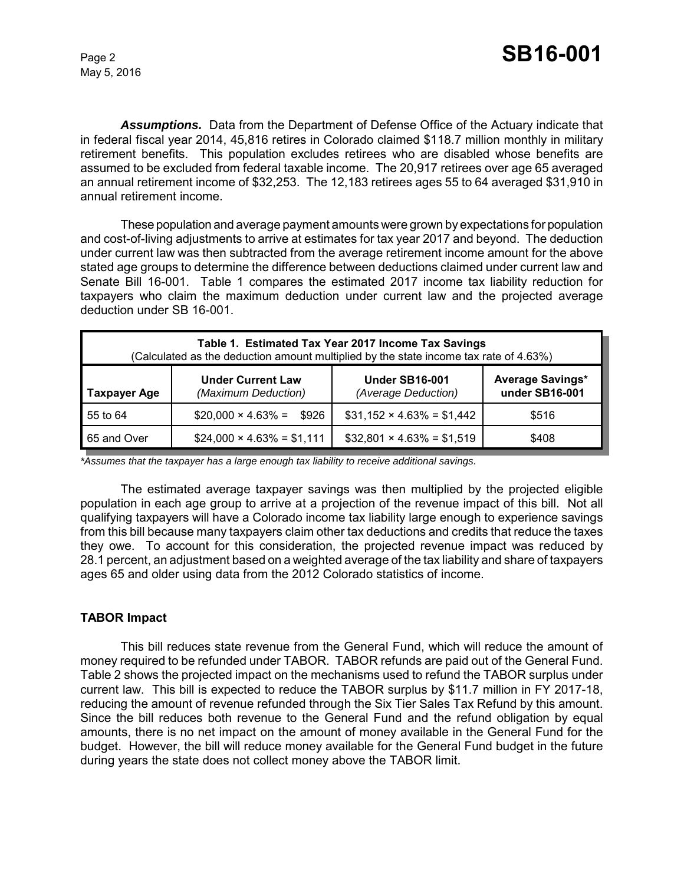***Assumptions.*** Data from the Department of Defense Office of the Actuary indicate that in federal fiscal year 2014, 45,816 retires in Colorado claimed \$118.7 million monthly in military retirement benefits. This population excludes retirees who are disabled whose benefits are assumed to be excluded from federal taxable income. The 20,917 retirees over age 65 averaged an annual retirement income of \$32,253. The 12,183 retirees ages 55 to 64 averaged \$31,910 in annual retirement income.

These population and average payment amounts were grown by expectations for population and cost-of-living adjustments to arrive at estimates for tax year 2017 and beyond. The deduction under current law was then subtracted from the average retirement income amount for the above stated age groups to determine the difference between deductions claimed under current law and Senate Bill 16-001. Table 1 compares the estimated 2017 income tax liability reduction for taxpayers who claim the maximum deduction under current law and the projected average deduction under SB 16-001.

**Table 1. Estimated Tax Year 2017 Income Tax Savings**
(Calculated as the deduction amount multiplied by the state income tax rate of 4.63%)

| Taxpayer Age | Under Current Law *(Maximum Deduction)* | Under SB16-001 *(Average Deduction)* | Average Savings* under SB16-001 |
|---|---|---|---|
| 55 to 64 | \$20,000 × 4.63% = \$926 | \$31,152 × 4.63% = \$1,442 | \$516 |
| 65 and Over | \$24,000 × 4.63% = \$1,111 | \$32,801 × 4.63% = \$1,519 | \$408 |

*\*Assumes that the taxpayer has a large enough tax liability to receive additional savings.*

The estimated average taxpayer savings was then multiplied by the projected eligible population in each age group to arrive at a projection of the revenue impact of this bill. Not all qualifying taxpayers will have a Colorado income tax liability large enough to experience savings from this bill because many taxpayers claim other tax deductions and credits that reduce the taxes they owe. To account for this consideration, the projected revenue impact was reduced by 28.1 percent, an adjustment based on a weighted average of the tax liability and share of taxpayers ages 65 and older using data from the 2012 Colorado statistics of income.

## TABOR Impact

This bill reduces state revenue from the General Fund, which will reduce the amount of money required to be refunded under TABOR. TABOR refunds are paid out of the General Fund. Table 2 shows the projected impact on the mechanisms used to refund the TABOR surplus under current law. This bill is expected to reduce the TABOR surplus by \$11.7 million in FY 2017-18, reducing the amount of revenue refunded through the Six Tier Sales Tax Refund by this amount. Since the bill reduces both revenue to the General Fund and the refund obligation by equal amounts, there is no net impact on the amount of money available in the General Fund for the budget. However, the bill will reduce money available for the General Fund budget in the future during years the state does not collect money above the TABOR limit.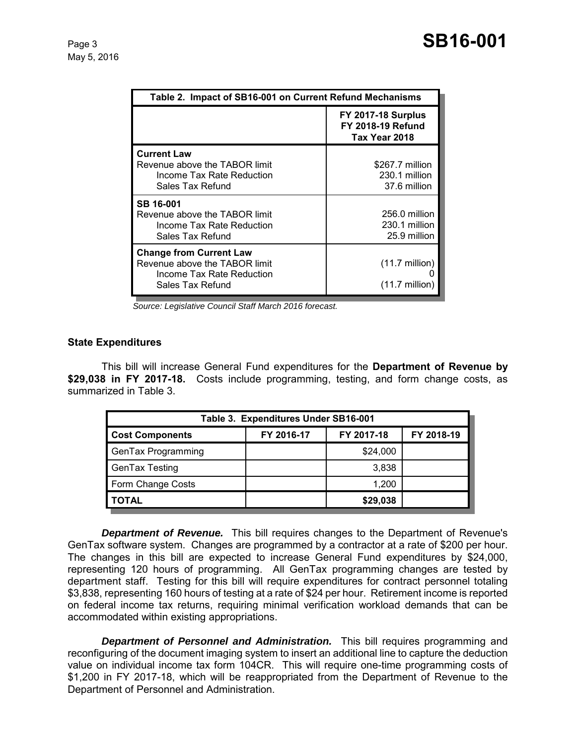| Table 2. Impact of SB16-001 on Current Refund Mechanisms | FY 2017-18 Surplus FY 2018-19 Refund Tax Year 2018 |
|---|---|
| **Current Law** | |
| Revenue above the TABOR limit | $267.7 million |
| Income Tax Rate Reduction | 230.1 million |
| Sales Tax Refund | 37.6 million |
| **SB 16-001** | |
| Revenue above the TABOR limit | 256.0 million |
| Income Tax Rate Reduction | 230.1 million |
| Sales Tax Refund | 25.9 million |
| **Change from Current Law** | |
| Revenue above the TABOR limit | (11.7 million) |
| Income Tax Rate Reduction | 0 |
| Sales Tax Refund | (11.7 million) |

*Source: Legislative Council Staff March 2016 forecast.*

**State Expenditures**

This bill will increase General Fund expenditures for the **Department of Revenue by $29,038 in FY 2017-18.** Costs include programming, testing, and form change costs, as summarized in Table 3.

| Table 3. Expenditures Under SB16-001 | | | |
|---|---|---|---|
| **Cost Components** | **FY 2016-17** | **FY 2017-18** | **FY 2018-19** |
| GenTax Programming | | $24,000 | |
| GenTax Testing | | 3,838 | |
| Form Change Costs | | 1,200 | |
| **TOTAL** | | **$29,038** | |

***Department of Revenue.*** This bill requires changes to the Department of Revenue's GenTax software system. Changes are programmed by a contractor at a rate of $200 per hour. The changes in this bill are expected to increase General Fund expenditures by $24,000, representing 120 hours of programming. All GenTax programming changes are tested by department staff. Testing for this bill will require expenditures for contract personnel totaling $3,838, representing 160 hours of testing at a rate of $24 per hour. Retirement income is reported on federal income tax returns, requiring minimal verification workload demands that can be accommodated within existing appropriations.

***Department of Personnel and Administration.*** This bill requires programming and reconfiguring of the document imaging system to insert an additional line to capture the deduction value on individual income tax form 104CR. This will require one-time programming costs of $1,200 in FY 2017-18, which will be reappropriated from the Department of Revenue to the Department of Personnel and Administration.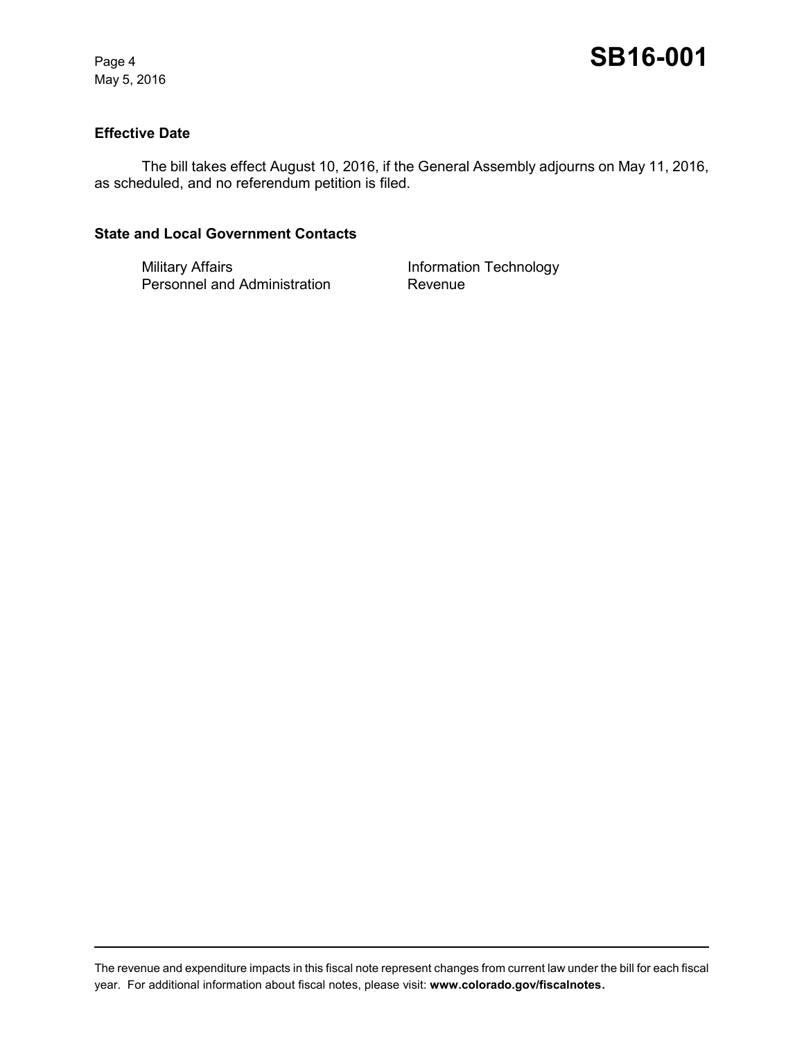**Effective Date**

The bill takes effect August 10, 2016, if the General Assembly adjourns on May 11, 2016, as scheduled, and no referendum petition is filed.

**State and Local Government Contacts**

| | |
|---|---|
| Military Affairs | Information Technology |
| Personnel and Administration | Revenue |

The revenue and expenditure impacts in this fiscal note represent changes from current law under the bill for each fiscal year. For additional information about fiscal notes, please visit: **www.colorado.gov/fiscalnotes.**